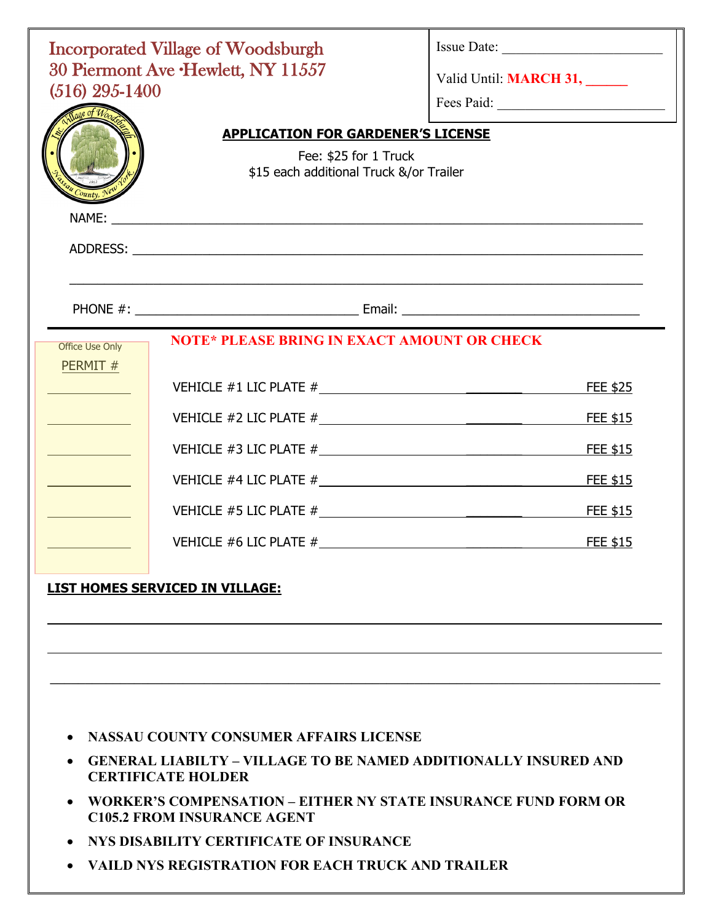# Incorporated Village of Woodsburgh
30 Piermont Ave •Hewlett, NY 11557
(516) 295-1400

Issue Date: ______________________

Valid Until: **MARCH 31, ______**

Fees Paid: ______________________

## APPLICATION FOR GARDENER'S LICENSE

Fee: $25 for 1 Truck
$15 each additional Truck &/or Trailer

NAME: ____________________________________________________________

ADDRESS: ____________________________________________________________

____________________________________________________________

PHONE #: ______________________ Email: ______________________

**NOTE* PLEASE BRING IN EXACT AMOUNT OR CHECK**

| Office Use Only PERMIT # | Vehicle | Fee |
|---|---|---|
| ________ | VEHICLE #1 LIC PLATE # ______________________ | FEE $25 |
| ________ | VEHICLE #2 LIC PLATE # ______________________ | FEE $15 |
| ________ | VEHICLE #3 LIC PLATE # ______________________ | FEE $15 |
| ________ | VEHICLE #4 LIC PLATE # ______________________ | FEE $15 |
| ________ | VEHICLE #5 LIC PLATE # ______________________ | FEE $15 |
| ________ | VEHICLE #6 LIC PLATE # ______________________ | FEE $15 |

**LIST HOMES SERVICED IN VILLAGE:**

____________________________________________________________

____________________________________________________________

____________________________________________________________

- **NASSAU COUNTY CONSUMER AFFAIRS LICENSE**
- **GENERAL LIABILTY – VILLAGE TO BE NAMED ADDITIONALLY INSURED AND CERTIFICATE HOLDER**
- **WORKER'S COMPENSATION – EITHER NY STATE INSURANCE FUND FORM OR C105.2 FROM INSURANCE AGENT**
- **NYS DISABILITY CERTIFICATE OF INSURANCE**
- **VAILD NYS REGISTRATION FOR EACH TRUCK AND TRAILER**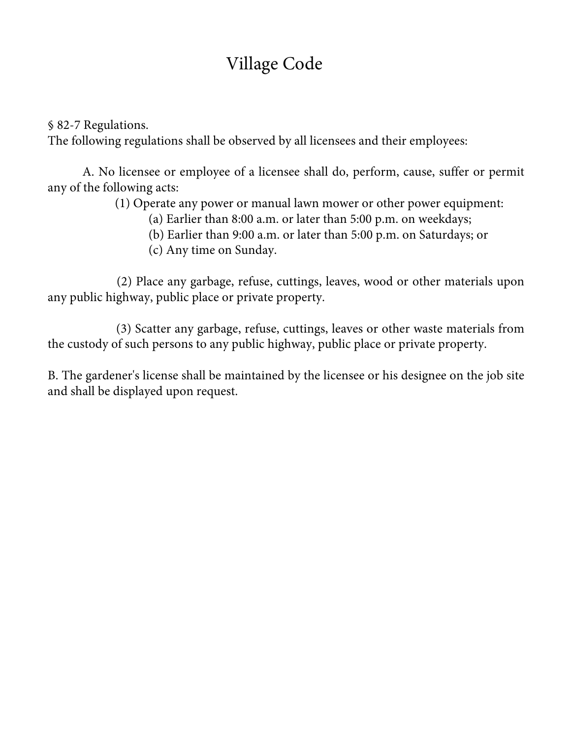# Village Code

§ 82-7 Regulations.
The following regulations shall be observed by all licensees and their employees:

A. No licensee or employee of a licensee shall do, perform, cause, suffer or permit any of the following acts:

(1) Operate any power or manual lawn mower or other power equipment:

(a) Earlier than 8:00 a.m. or later than 5:00 p.m. on weekdays;

(b) Earlier than 9:00 a.m. or later than 5:00 p.m. on Saturdays; or

(c) Any time on Sunday.

(2) Place any garbage, refuse, cuttings, leaves, wood or other materials upon any public highway, public place or private property.

(3) Scatter any garbage, refuse, cuttings, leaves or other waste materials from the custody of such persons to any public highway, public place or private property.

B. The gardener's license shall be maintained by the licensee or his designee on the job site and shall be displayed upon request.